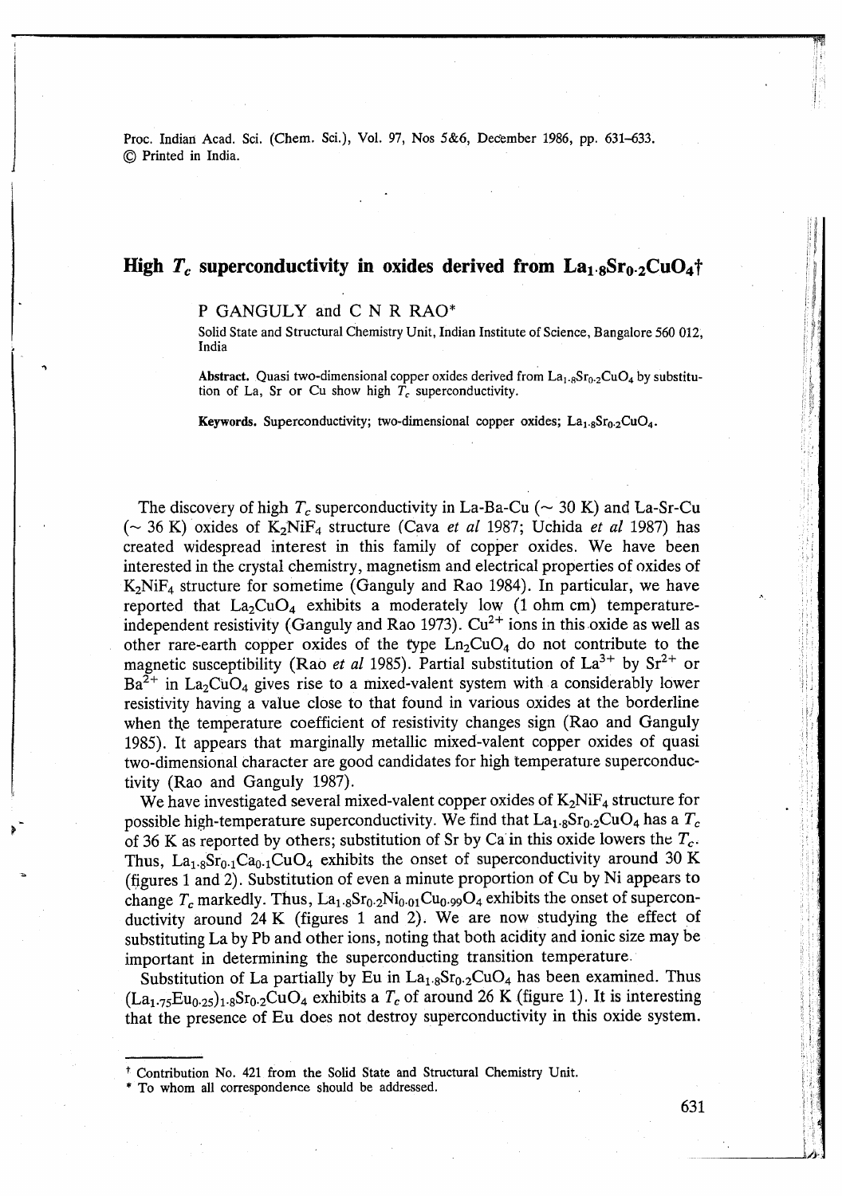# High $T_c$ superconductivity in oxides derived from $La_{1.8}Sr_{0.2}CuO_4$†

P GANGULY and C N R RAO*

Solid State and Structural Chemistry Unit, Indian Institute of Science, Bangalore 560 012, India

**Abstract.** Quasi two-dimensional copper oxides derived from $La_{1.8}Sr_{0.2}CuO_4$ by substitution of La, Sr or Cu show high $T_c$ superconductivity.

**Keywords.** Superconductivity; two-dimensional copper oxides; $La_{1.8}Sr_{0.2}CuO_4$.

The discovery of high $T_c$ superconductivity in La-Ba-Cu (~ 30 K) and La-Sr-Cu (~ 36 K) oxides of $K_2NiF_4$ structure (Cava *et al* 1987; Uchida *et al* 1987) has created widespread interest in this family of copper oxides. We have been interested in the crystal chemistry, magnetism and electrical properties of oxides of $K_2NiF_4$ structure for sometime (Ganguly and Rao 1984). In particular, we have reported that $La_2CuO_4$ exhibits a moderately low (1 ohm cm) temperature-independent resistivity (Ganguly and Rao 1973). $Cu^{2+}$ ions in this oxide as well as other rare-earth copper oxides of the type $Ln_2CuO_4$ do not contribute to the magnetic susceptibility (Rao *et al* 1985). Partial substitution of $La^{3+}$ by $Sr^{2+}$ or $Ba^{2+}$ in $La_2CuO_4$ gives rise to a mixed-valent system with a considerably lower resistivity having a value close to that found in various oxides at the borderline when the temperature coefficient of resistivity changes sign (Rao and Ganguly 1985). It appears that marginally metallic mixed-valent copper oxides of quasi two-dimensional character are good candidates for high temperature superconductivity (Rao and Ganguly 1987).

We have investigated several mixed-valent copper oxides of $K_2NiF_4$ structure for possible high-temperature superconductivity. We find that $La_{1.8}Sr_{0.2}CuO_4$ has a $T_c$ of 36 K as reported by others; substitution of Sr by Ca in this oxide lowers the $T_c$. Thus, $La_{1.8}Sr_{0.1}Ca_{0.1}CuO_4$ exhibits the onset of superconductivity around 30 K (figures 1 and 2). Substitution of even a minute proportion of Cu by Ni appears to change $T_c$ markedly. Thus, $La_{1.8}Sr_{0.2}Ni_{0.01}Cu_{0.99}O_4$ exhibits the onset of superconductivity around 24 K (figures 1 and 2). We are now studying the effect of substituting La by Pb and other ions, noting that both acidity and ionic size may be important in determining the superconducting transition temperature.

Substitution of La partially by Eu in $La_{1.8}Sr_{0.2}CuO_4$ has been examined. Thus $(La_{1.75}Eu_{0.25})_{1.8}Sr_{0.2}CuO_4$ exhibits a $T_c$ of around 26 K (figure 1). It is interesting that the presence of Eu does not destroy superconductivity in this oxide system.

---

† Contribution No. 421 from the Solid State and Structural Chemistry Unit.

\* To whom all correspondence should be addressed.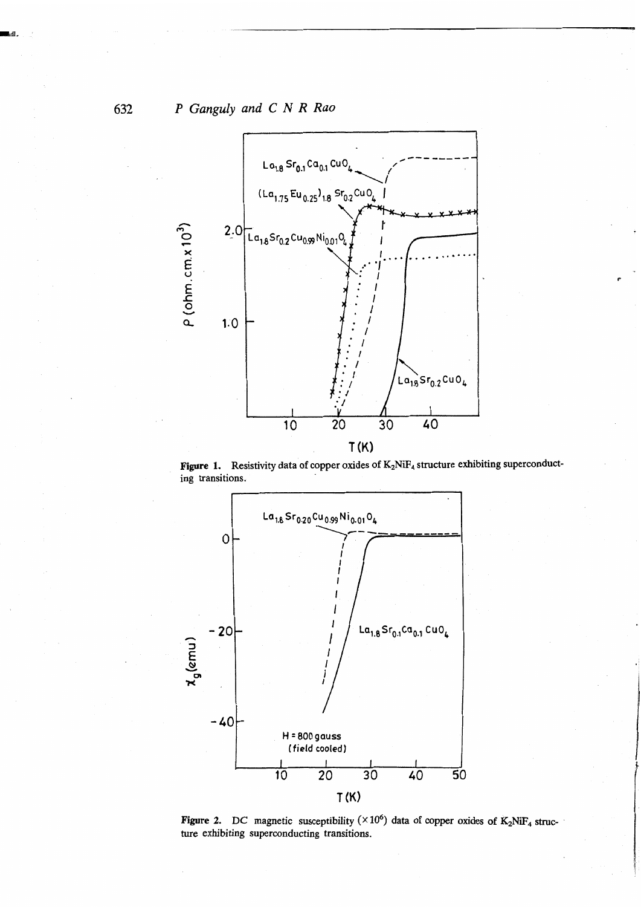Figure 1. Resistivity data of copper oxides of $K_2NiF_4$ structure exhibiting superconducting transitions.

Figure 2. DC magnetic susceptibility ($\times 10^6$) data of copper oxides of $K_2NiF_4$ structure exhibiting superconducting transitions.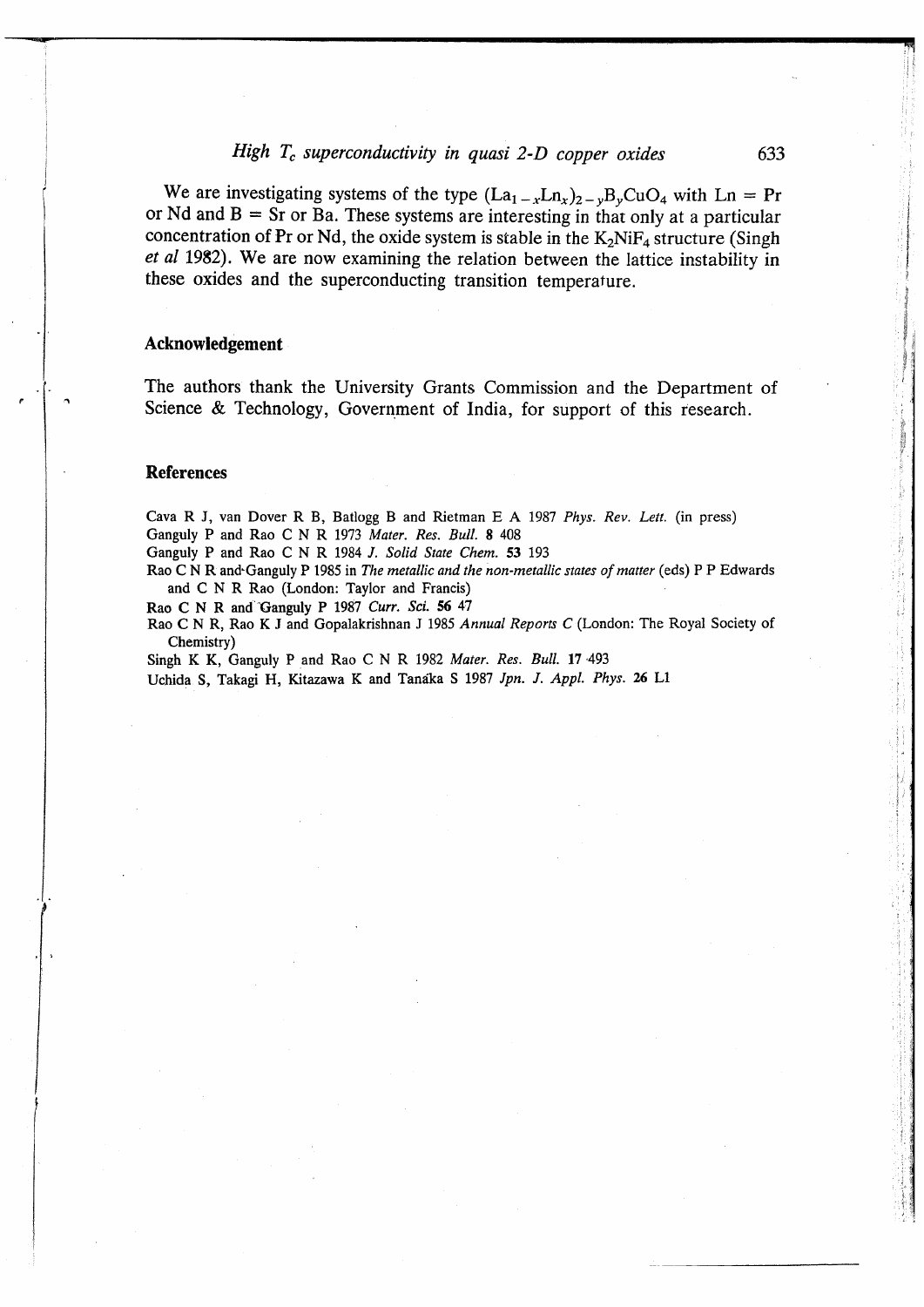We are investigating systems of the type $(La_{1-x}Ln_x)_{2-y}B_yCuO_4$ with Ln = Pr or Nd and B = Sr or Ba. These systems are interesting in that only at a particular concentration of Pr or Nd, the oxide system is stable in the $K_2NiF_4$ structure (Singh *et al* 1982). We are now examining the relation between the lattice instability in these oxides and the superconducting transition temperature.

## Acknowledgement

The authors thank the University Grants Commission and the Department of Science & Technology, Government of India, for support of this research.

## References

Cava R J, van Dover R B, Batlogg B and Rietman E A 1987 *Phys. Rev. Lett.* (in press)

Ganguly P and Rao C N R 1973 *Mater. Res. Bull.* **8** 408

Ganguly P and Rao C N R 1984 *J. Solid State Chem.* **53** 193

Rao C N R and Ganguly P 1985 in *The metallic and the non-metallic states of matter* (eds) P P Edwards and C N R Rao (London: Taylor and Francis)

Rao C N R and Ganguly P 1987 *Curr. Sci.* **56** 47

Rao C N R, Rao K J and Gopalakrishnan J 1985 *Annual Reports C* (London: The Royal Society of Chemistry)

Singh K K, Ganguly P and Rao C N R 1982 *Mater. Res. Bull.* **17** 493

Uchida S, Takagi H, Kitazawa K and Tanaka S 1987 *Jpn. J. Appl. Phys.* **26** L1